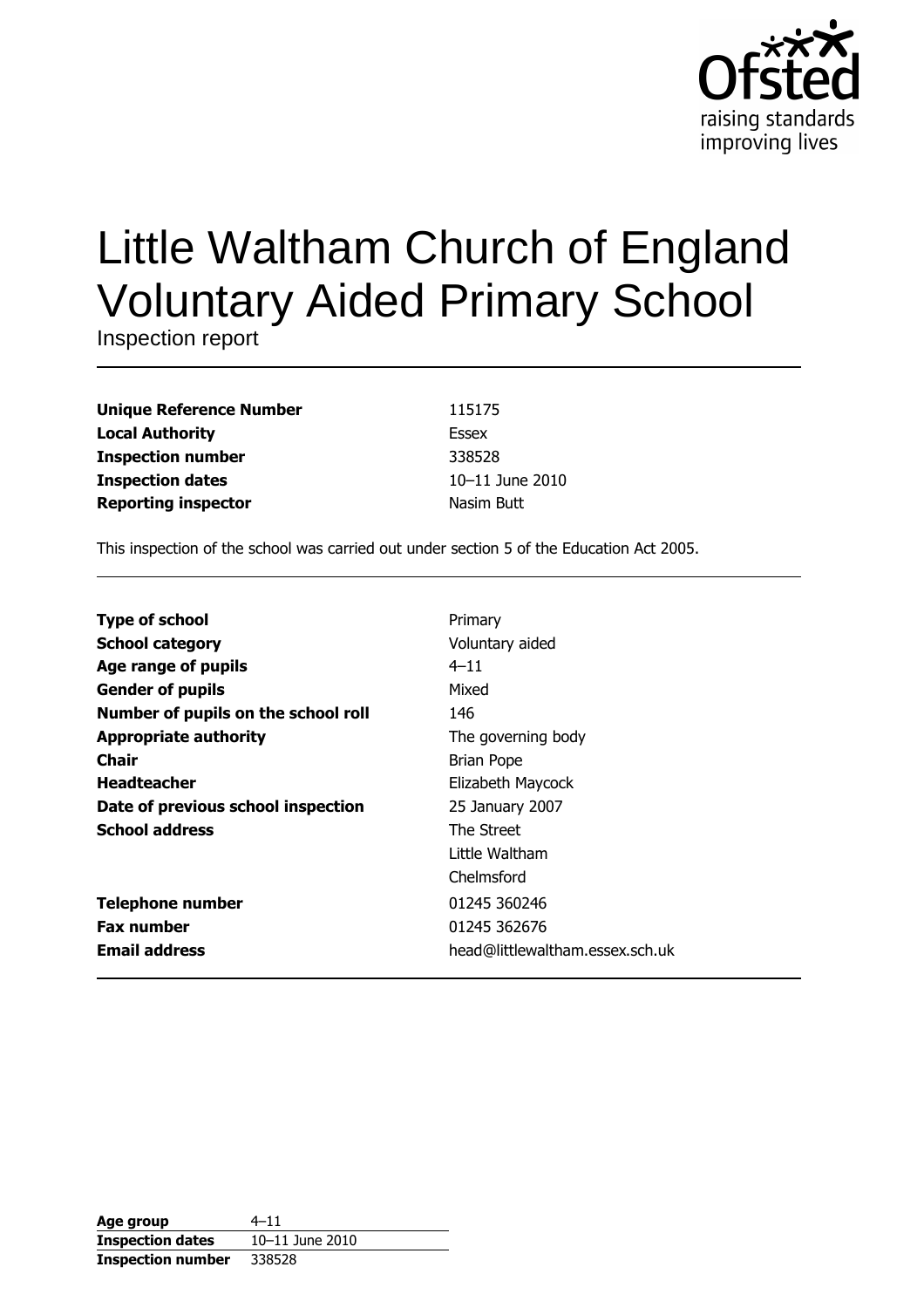Ofsted
raising standards
improving lives

# Little Waltham Church of England Voluntary Aided Primary School

Inspection report

| | |
|---|---|
| **Unique Reference Number** | 115175 |
| **Local Authority** | Essex |
| **Inspection number** | 338528 |
| **Inspection dates** | 10–11 June 2010 |
| **Reporting inspector** | Nasim Butt |

This inspection of the school was carried out under section 5 of the Education Act 2005.

| | |
|---|---|
| **Type of school** | Primary |
| **School category** | Voluntary aided |
| **Age range of pupils** | 4–11 |
| **Gender of pupils** | Mixed |
| **Number of pupils on the school roll** | 146 |
| **Appropriate authority** | The governing body |
| **Chair** | Brian Pope |
| **Headteacher** | Elizabeth Maycock |
| **Date of previous school inspection** | 25 January 2007 |
| **School address** | The Street<br>Little Waltham<br>Chelmsford |
| **Telephone number** | 01245 360246 |
| **Fax number** | 01245 362676 |
| **Email address** | head@littlewaltham.essex.sch.uk |

| | |
|---|---|
| **Age group** | 4–11 |
| **Inspection dates** | 10–11 June 2010 |
| **Inspection number** | 338528 |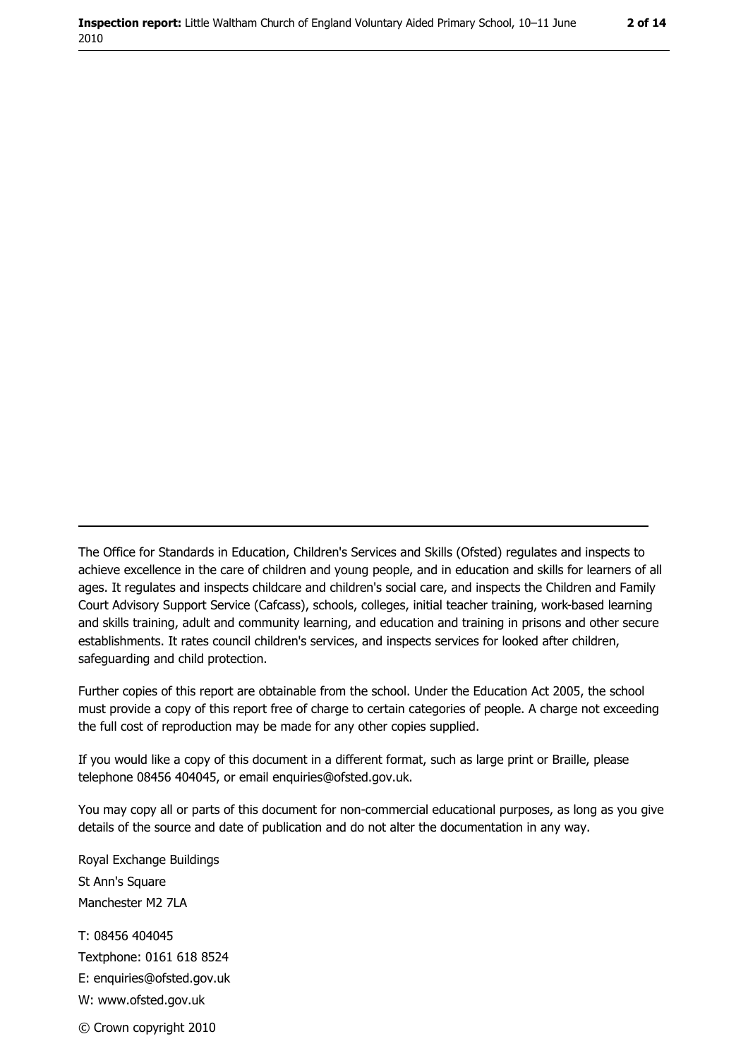The Office for Standards in Education, Children's Services and Skills (Ofsted) regulates and inspects to achieve excellence in the care of children and young people, and in education and skills for learners of all ages. It regulates and inspects childcare and children's social care, and inspects the Children and Family Court Advisory Support Service (Cafcass), schools, colleges, initial teacher training, work-based learning and skills training, adult and community learning, and education and training in prisons and other secure establishments. It rates council children's services, and inspects services for looked after children, safeguarding and child protection.

Further copies of this report are obtainable from the school. Under the Education Act 2005, the school must provide a copy of this report free of charge to certain categories of people. A charge not exceeding the full cost of reproduction may be made for any other copies supplied.

If you would like a copy of this document in a different format, such as large print or Braille, please telephone 08456 404045, or email enquiries@ofsted.gov.uk.

You may copy all or parts of this document for non-commercial educational purposes, as long as you give details of the source and date of publication and do not alter the documentation in any way.

Royal Exchange Buildings
St Ann's Square
Manchester M2 7LA

T: 08456 404045
Textphone: 0161 618 8524
E: enquiries@ofsted.gov.uk
W: www.ofsted.gov.uk

© Crown copyright 2010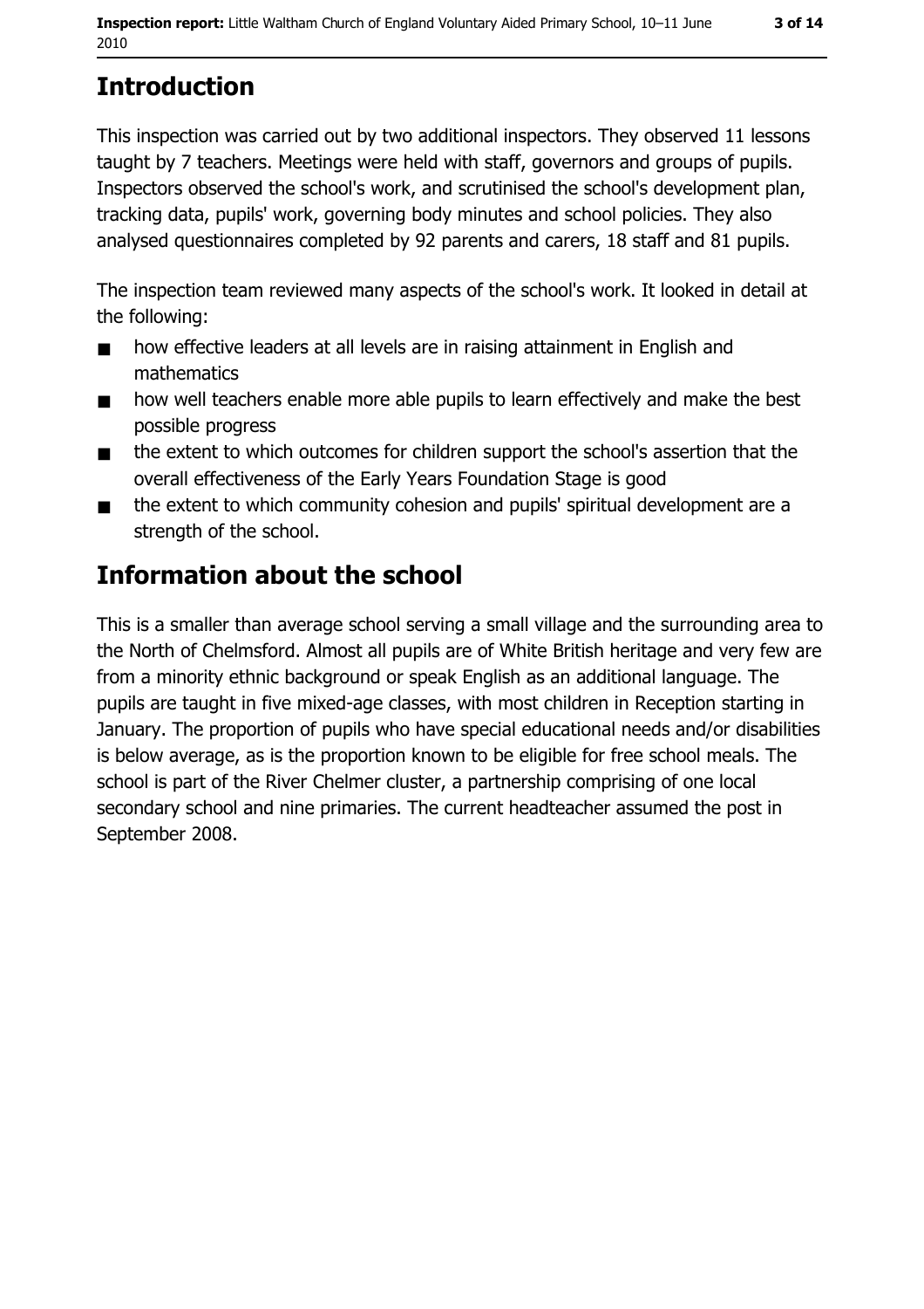## Introduction

This inspection was carried out by two additional inspectors. They observed 11 lessons taught by 7 teachers. Meetings were held with staff, governors and groups of pupils. Inspectors observed the school's work, and scrutinised the school's development plan, tracking data, pupils' work, governing body minutes and school policies. They also analysed questionnaires completed by 92 parents and carers, 18 staff and 81 pupils.

The inspection team reviewed many aspects of the school's work. It looked in detail at the following:

- how effective leaders at all levels are in raising attainment in English and mathematics
- how well teachers enable more able pupils to learn effectively and make the best possible progress
- the extent to which outcomes for children support the school's assertion that the overall effectiveness of the Early Years Foundation Stage is good
- the extent to which community cohesion and pupils' spiritual development are a strength of the school.

## Information about the school

This is a smaller than average school serving a small village and the surrounding area to the North of Chelmsford. Almost all pupils are of White British heritage and very few are from a minority ethnic background or speak English as an additional language. The pupils are taught in five mixed-age classes, with most children in Reception starting in January. The proportion of pupils who have special educational needs and/or disabilities is below average, as is the proportion known to be eligible for free school meals. The school is part of the River Chelmer cluster, a partnership comprising of one local secondary school and nine primaries. The current headteacher assumed the post in September 2008.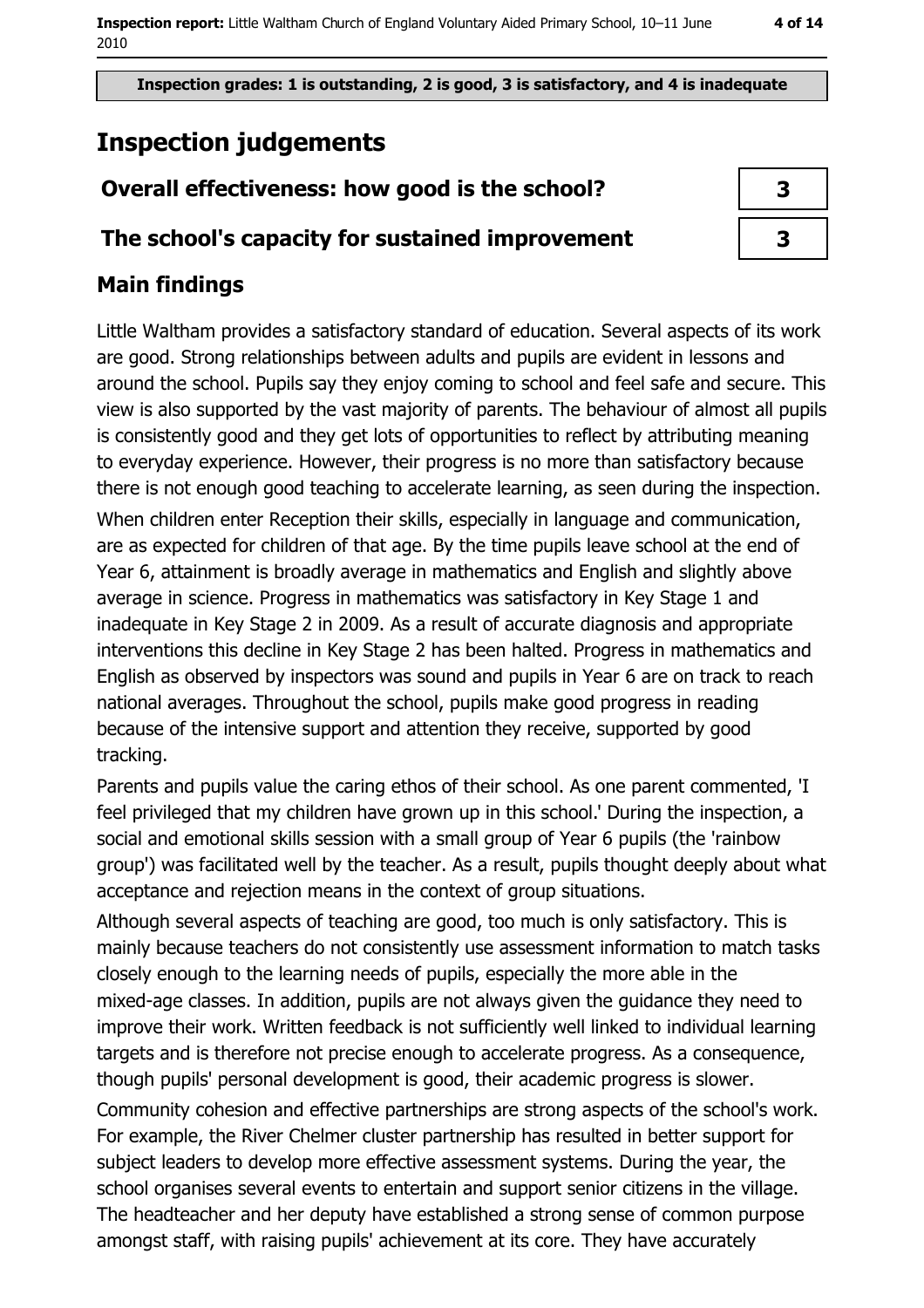**Inspection grades: 1 is outstanding, 2 is good, 3 is satisfactory, and 4 is inadequate**

# Inspection judgements

| | |
|---|---|
| **Overall effectiveness: how good is the school?** | 3 |
| **The school's capacity for sustained improvement** | 3 |

## Main findings

Little Waltham provides a satisfactory standard of education. Several aspects of its work are good. Strong relationships between adults and pupils are evident in lessons and around the school. Pupils say they enjoy coming to school and feel safe and secure. This view is also supported by the vast majority of parents. The behaviour of almost all pupils is consistently good and they get lots of opportunities to reflect by attributing meaning to everyday experience. However, their progress is no more than satisfactory because there is not enough good teaching to accelerate learning, as seen during the inspection.

When children enter Reception their skills, especially in language and communication, are as expected for children of that age. By the time pupils leave school at the end of Year 6, attainment is broadly average in mathematics and English and slightly above average in science. Progress in mathematics was satisfactory in Key Stage 1 and inadequate in Key Stage 2 in 2009. As a result of accurate diagnosis and appropriate interventions this decline in Key Stage 2 has been halted. Progress in mathematics and English as observed by inspectors was sound and pupils in Year 6 are on track to reach national averages. Throughout the school, pupils make good progress in reading because of the intensive support and attention they receive, supported by good tracking.

Parents and pupils value the caring ethos of their school. As one parent commented, 'I feel privileged that my children have grown up in this school.' During the inspection, a social and emotional skills session with a small group of Year 6 pupils (the 'rainbow group') was facilitated well by the teacher. As a result, pupils thought deeply about what acceptance and rejection means in the context of group situations.

Although several aspects of teaching are good, too much is only satisfactory. This is mainly because teachers do not consistently use assessment information to match tasks closely enough to the learning needs of pupils, especially the more able in the mixed-age classes. In addition, pupils are not always given the guidance they need to improve their work. Written feedback is not sufficiently well linked to individual learning targets and is therefore not precise enough to accelerate progress. As a consequence, though pupils' personal development is good, their academic progress is slower.

Community cohesion and effective partnerships are strong aspects of the school's work. For example, the River Chelmer cluster partnership has resulted in better support for subject leaders to develop more effective assessment systems. During the year, the school organises several events to entertain and support senior citizens in the village. The headteacher and her deputy have established a strong sense of common purpose amongst staff, with raising pupils' achievement at its core. They have accurately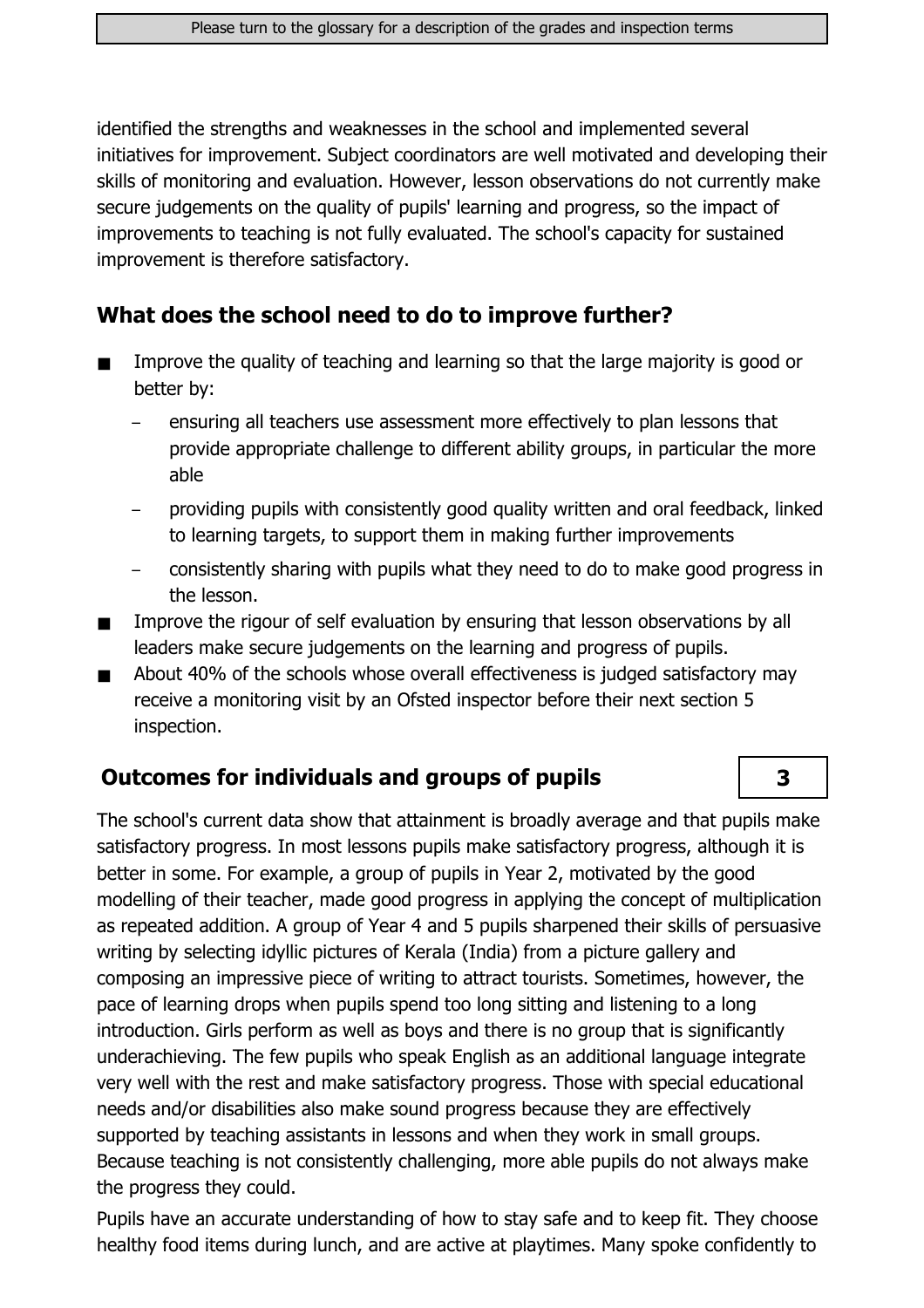identified the strengths and weaknesses in the school and implemented several initiatives for improvement. Subject coordinators are well motivated and developing their skills of monitoring and evaluation. However, lesson observations do not currently make secure judgements on the quality of pupils' learning and progress, so the impact of improvements to teaching is not fully evaluated. The school's capacity for sustained improvement is therefore satisfactory.

## What does the school need to do to improve further?

- Improve the quality of teaching and learning so that the large majority is good or better by:
  - ensuring all teachers use assessment more effectively to plan lessons that provide appropriate challenge to different ability groups, in particular the more able
  - providing pupils with consistently good quality written and oral feedback, linked to learning targets, to support them in making further improvements
  - consistently sharing with pupils what they need to do to make good progress in the lesson.
- Improve the rigour of self evaluation by ensuring that lesson observations by all leaders make secure judgements on the learning and progress of pupils.
- About 40% of the schools whose overall effectiveness is judged satisfactory may receive a monitoring visit by an Ofsted inspector before their next section 5 inspection.

## Outcomes for individuals and groups of pupils — 3

The school's current data show that attainment is broadly average and that pupils make satisfactory progress. In most lessons pupils make satisfactory progress, although it is better in some. For example, a group of pupils in Year 2, motivated by the good modelling of their teacher, made good progress in applying the concept of multiplication as repeated addition. A group of Year 4 and 5 pupils sharpened their skills of persuasive writing by selecting idyllic pictures of Kerala (India) from a picture gallery and composing an impressive piece of writing to attract tourists. Sometimes, however, the pace of learning drops when pupils spend too long sitting and listening to a long introduction. Girls perform as well as boys and there is no group that is significantly underachieving. The few pupils who speak English as an additional language integrate very well with the rest and make satisfactory progress. Those with special educational needs and/or disabilities also make sound progress because they are effectively supported by teaching assistants in lessons and when they work in small groups. Because teaching is not consistently challenging, more able pupils do not always make the progress they could.

Pupils have an accurate understanding of how to stay safe and to keep fit. They choose healthy food items during lunch, and are active at playtimes. Many spoke confidently to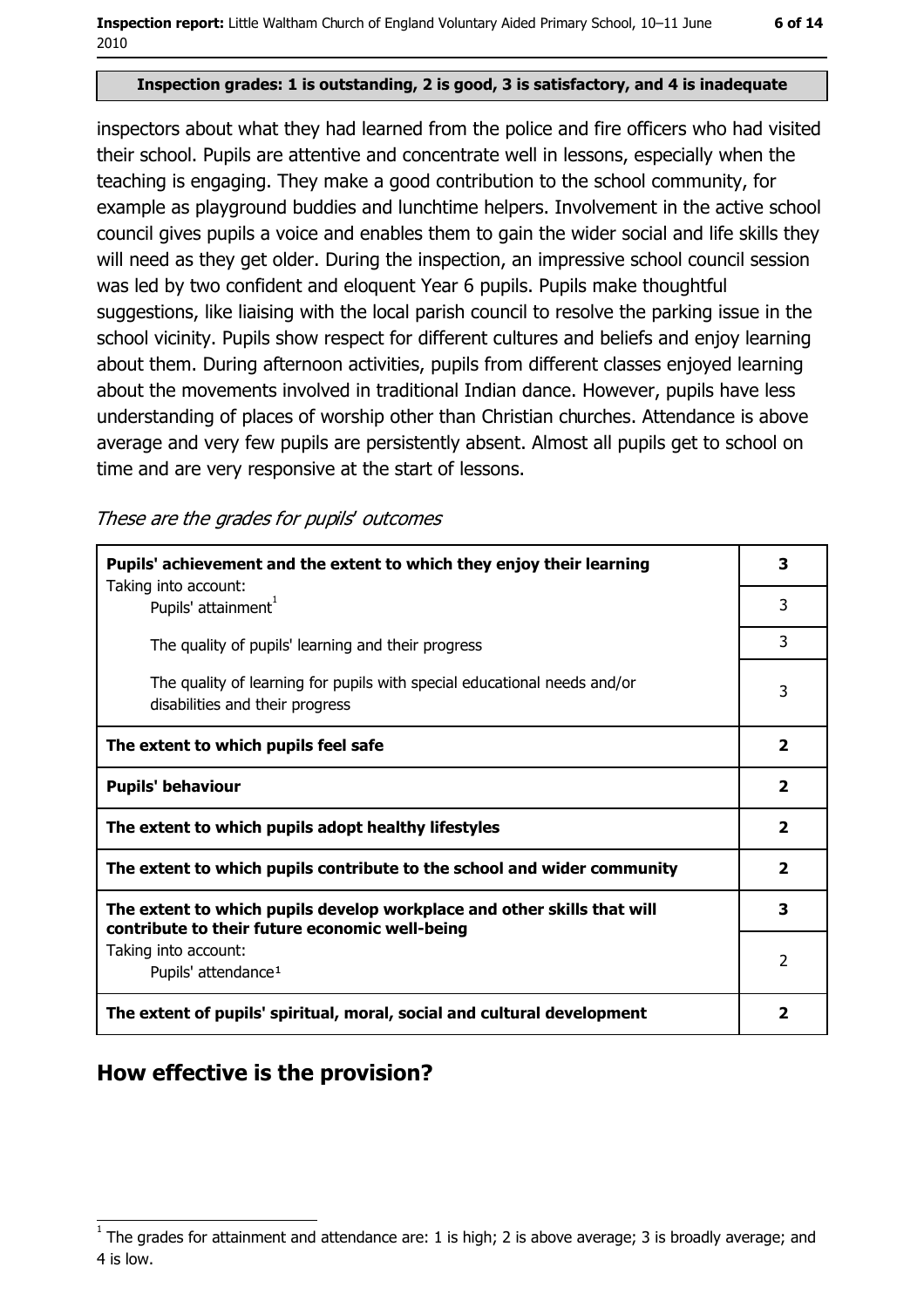**Inspection grades: 1 is outstanding, 2 is good, 3 is satisfactory, and 4 is inadequate**

inspectors about what they had learned from the police and fire officers who had visited their school. Pupils are attentive and concentrate well in lessons, especially when the teaching is engaging. They make a good contribution to the school community, for example as playground buddies and lunchtime helpers. Involvement in the active school council gives pupils a voice and enables them to gain the wider social and life skills they will need as they get older. During the inspection, an impressive school council session was led by two confident and eloquent Year 6 pupils. Pupils make thoughtful suggestions, like liaising with the local parish council to resolve the parking issue in the school vicinity. Pupils show respect for different cultures and beliefs and enjoy learning about them. During afternoon activities, pupils from different classes enjoyed learning about the movements involved in traditional Indian dance. However, pupils have less understanding of places of worship other than Christian churches. Attendance is above average and very few pupils are persistently absent. Almost all pupils get to school on time and are very responsive at the start of lessons.

*These are the grades for pupils' outcomes*

| | |
|---|---|
| **Pupils' achievement and the extent to which they enjoy their learning** | **3** |
| Taking into account: Pupils' attainment[1] | 3 |
| The quality of pupils' learning and their progress | 3 |
| The quality of learning for pupils with special educational needs and/or disabilities and their progress | 3 |
| **The extent to which pupils feel safe** | **2** |
| **Pupils' behaviour** | **2** |
| **The extent to which pupils adopt healthy lifestyles** | **2** |
| **The extent to which pupils contribute to the school and wider community** | **2** |
| **The extent to which pupils develop workplace and other skills that will contribute to their future economic well-being** | **3** |
| Taking into account: Pupils' attendance[1] | 2 |
| **The extent of pupils' spiritual, moral, social and cultural development** | **2** |

## How effective is the provision?

[1] The grades for attainment and attendance are: 1 is high; 2 is above average; 3 is broadly average; and 4 is low.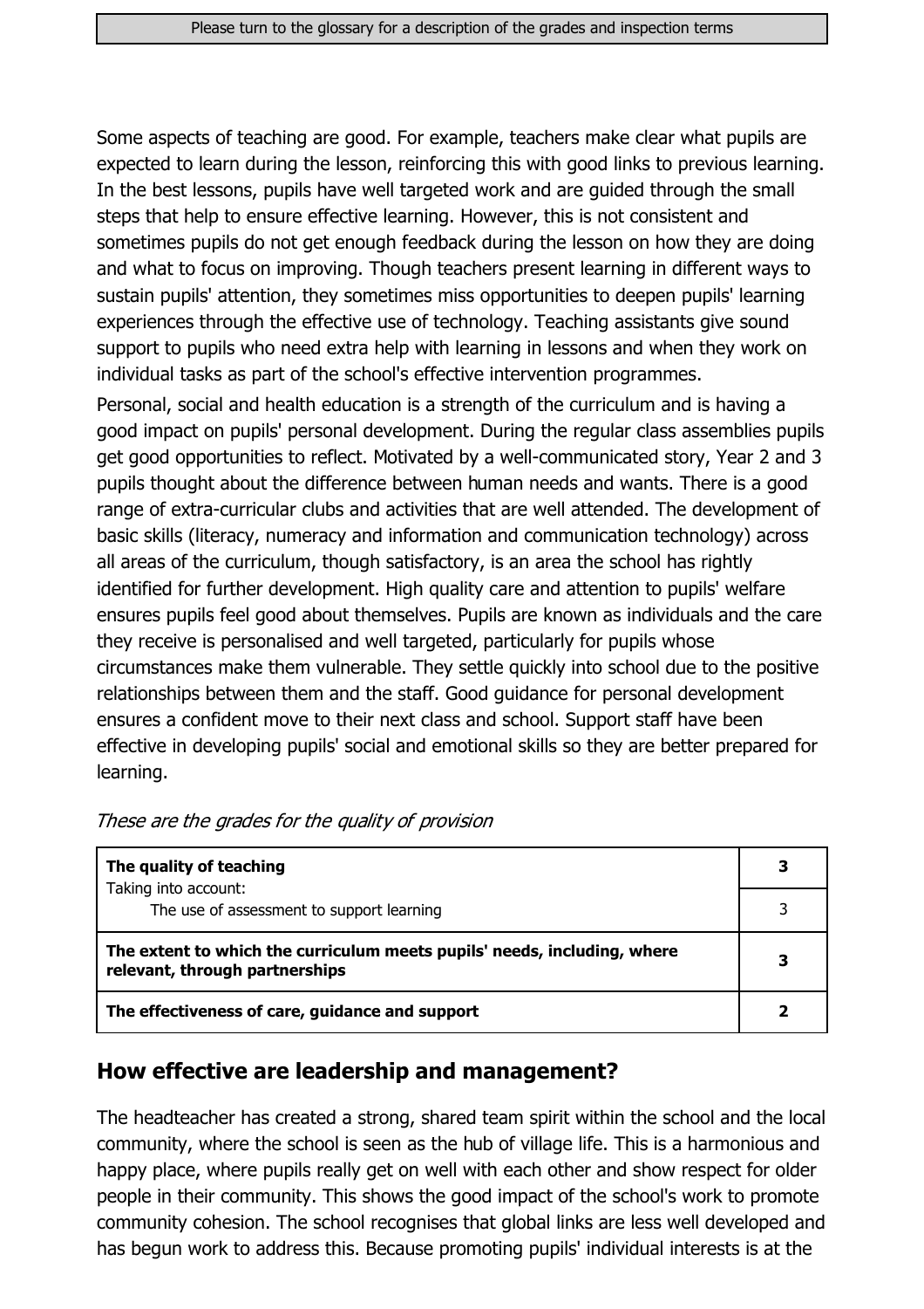Some aspects of teaching are good. For example, teachers make clear what pupils are expected to learn during the lesson, reinforcing this with good links to previous learning. In the best lessons, pupils have well targeted work and are guided through the small steps that help to ensure effective learning. However, this is not consistent and sometimes pupils do not get enough feedback during the lesson on how they are doing and what to focus on improving. Though teachers present learning in different ways to sustain pupils' attention, they sometimes miss opportunities to deepen pupils' learning experiences through the effective use of technology. Teaching assistants give sound support to pupils who need extra help with learning in lessons and when they work on individual tasks as part of the school's effective intervention programmes.

Personal, social and health education is a strength of the curriculum and is having a good impact on pupils' personal development. During the regular class assemblies pupils get good opportunities to reflect. Motivated by a well-communicated story, Year 2 and 3 pupils thought about the difference between human needs and wants. There is a good range of extra-curricular clubs and activities that are well attended. The development of basic skills (literacy, numeracy and information and communication technology) across all areas of the curriculum, though satisfactory, is an area the school has rightly identified for further development. High quality care and attention to pupils' welfare ensures pupils feel good about themselves. Pupils are known as individuals and the care they receive is personalised and well targeted, particularly for pupils whose circumstances make them vulnerable. They settle quickly into school due to the positive relationships between them and the staff. Good guidance for personal development ensures a confident move to their next class and school. Support staff have been effective in developing pupils' social and emotional skills so they are better prepared for learning.

*These are the grades for the quality of provision*

| | |
|---|---|
| **The quality of teaching** | **3** |
| Taking into account: The use of assessment to support learning | 3 |
| **The extent to which the curriculum meets pupils' needs, including, where relevant, through partnerships** | **3** |
| **The effectiveness of care, guidance and support** | **2** |

## How effective are leadership and management?

The headteacher has created a strong, shared team spirit within the school and the local community, where the school is seen as the hub of village life. This is a harmonious and happy place, where pupils really get on well with each other and show respect for older people in their community. This shows the good impact of the school's work to promote community cohesion. The school recognises that global links are less well developed and has begun work to address this. Because promoting pupils' individual interests is at the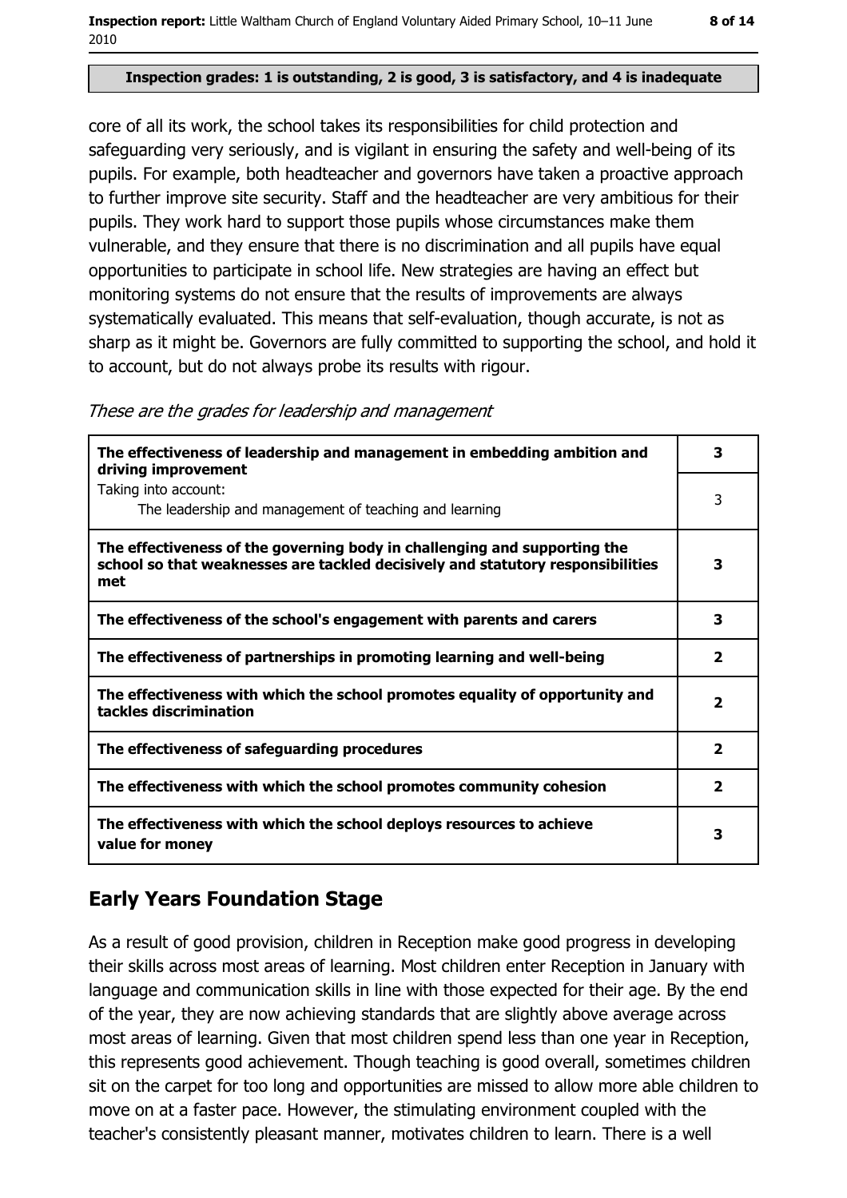Inspection grades: 1 is outstanding, 2 is good, 3 is satisfactory, and 4 is inadequate

core of all its work, the school takes its responsibilities for child protection and safeguarding very seriously, and is vigilant in ensuring the safety and well-being of its pupils. For example, both headteacher and governors have taken a proactive approach to further improve site security. Staff and the headteacher are very ambitious for their pupils. They work hard to support those pupils whose circumstances make them vulnerable, and they ensure that there is no discrimination and all pupils have equal opportunities to participate in school life. New strategies are having an effect but monitoring systems do not ensure that the results of improvements are always systematically evaluated. This means that self-evaluation, though accurate, is not as sharp as it might be. Governors are fully committed to supporting the school, and hold it to account, but do not always probe its results with rigour.

*These are the grades for leadership and management*

| | |
|---|---|
| **The effectiveness of leadership and management in embedding ambition and driving improvement** | **3** |
| Taking into account: The leadership and management of teaching and learning | 3 |
| **The effectiveness of the governing body in challenging and supporting the school so that weaknesses are tackled decisively and statutory responsibilities met** | **3** |
| **The effectiveness of the school's engagement with parents and carers** | **3** |
| **The effectiveness of partnerships in promoting learning and well-being** | **2** |
| **The effectiveness with which the school promotes equality of opportunity and tackles discrimination** | **2** |
| **The effectiveness of safeguarding procedures** | **2** |
| **The effectiveness with which the school promotes community cohesion** | **2** |
| **The effectiveness with which the school deploys resources to achieve value for money** | **3** |

## Early Years Foundation Stage

As a result of good provision, children in Reception make good progress in developing their skills across most areas of learning. Most children enter Reception in January with language and communication skills in line with those expected for their age. By the end of the year, they are now achieving standards that are slightly above average across most areas of learning. Given that most children spend less than one year in Reception, this represents good achievement. Though teaching is good overall, sometimes children sit on the carpet for too long and opportunities are missed to allow more able children to move on at a faster pace. However, the stimulating environment coupled with the teacher's consistently pleasant manner, motivates children to learn. There is a well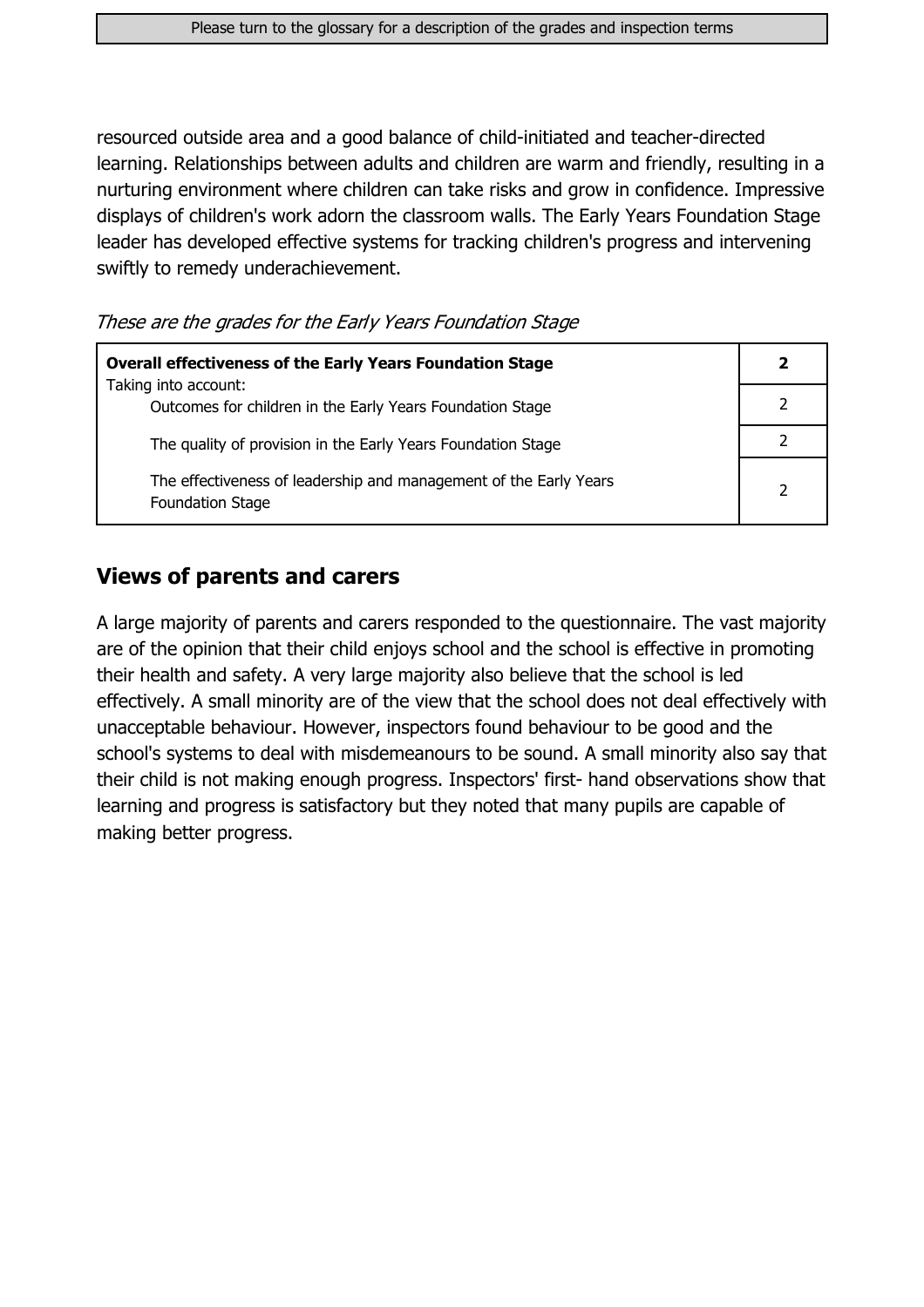resourced outside area and a good balance of child-initiated and teacher-directed learning. Relationships between adults and children are warm and friendly, resulting in a nurturing environment where children can take risks and grow in confidence. Impressive displays of children's work adorn the classroom walls. The Early Years Foundation Stage leader has developed effective systems for tracking children's progress and intervening swiftly to remedy underachievement.

*These are the grades for the Early Years Foundation Stage*

| **Overall effectiveness of the Early Years Foundation Stage** | **2** |
|---|---|
| Taking into account: Outcomes for children in the Early Years Foundation Stage | 2 |
| The quality of provision in the Early Years Foundation Stage | 2 |
| The effectiveness of leadership and management of the Early Years Foundation Stage | 2 |

## Views of parents and carers

A large majority of parents and carers responded to the questionnaire. The vast majority are of the opinion that their child enjoys school and the school is effective in promoting their health and safety. A very large majority also believe that the school is led effectively. A small minority are of the view that the school does not deal effectively with unacceptable behaviour. However, inspectors found behaviour to be good and the school's systems to deal with misdemeanours to be sound. A small minority also say that their child is not making enough progress. Inspectors' first- hand observations show that learning and progress is satisfactory but they noted that many pupils are capable of making better progress.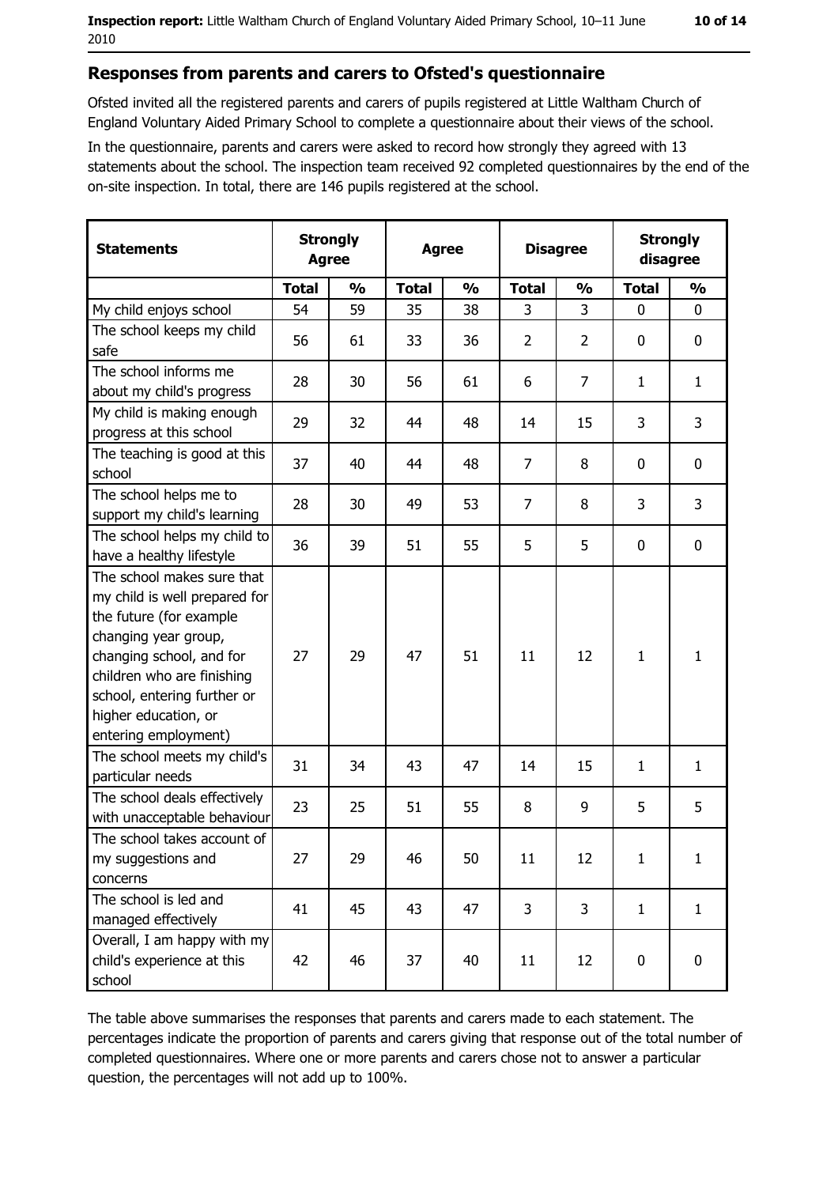## Responses from parents and carers to Ofsted's questionnaire

Ofsted invited all the registered parents and carers of pupils registered at Little Waltham Church of England Voluntary Aided Primary School to complete a questionnaire about their views of the school.

In the questionnaire, parents and carers were asked to record how strongly they agreed with 13 statements about the school. The inspection team received 92 completed questionnaires by the end of the on-site inspection. In total, there are 146 pupils registered at the school.

| Statements | Strongly Agree | | Agree | | Disagree | | Strongly disagree | |
|---|---|---|---|---|---|---|---|---|
| | Total | % | Total | % | Total | % | Total | % |
| My child enjoys school | 54 | 59 | 35 | 38 | 3 | 3 | 0 | 0 |
| The school keeps my child safe | 56 | 61 | 33 | 36 | 2 | 2 | 0 | 0 |
| The school informs me about my child's progress | 28 | 30 | 56 | 61 | 6 | 7 | 1 | 1 |
| My child is making enough progress at this school | 29 | 32 | 44 | 48 | 14 | 15 | 3 | 3 |
| The teaching is good at this school | 37 | 40 | 44 | 48 | 7 | 8 | 0 | 0 |
| The school helps me to support my child's learning | 28 | 30 | 49 | 53 | 7 | 8 | 3 | 3 |
| The school helps my child to have a healthy lifestyle | 36 | 39 | 51 | 55 | 5 | 5 | 0 | 0 |
| The school makes sure that my child is well prepared for the future (for example changing year group, changing school, and for children who are finishing school, entering further or higher education, or entering employment) | 27 | 29 | 47 | 51 | 11 | 12 | 1 | 1 |
| The school meets my child's particular needs | 31 | 34 | 43 | 47 | 14 | 15 | 1 | 1 |
| The school deals effectively with unacceptable behaviour | 23 | 25 | 51 | 55 | 8 | 9 | 5 | 5 |
| The school takes account of my suggestions and concerns | 27 | 29 | 46 | 50 | 11 | 12 | 1 | 1 |
| The school is led and managed effectively | 41 | 45 | 43 | 47 | 3 | 3 | 1 | 1 |
| Overall, I am happy with my child's experience at this school | 42 | 46 | 37 | 40 | 11 | 12 | 0 | 0 |

The table above summarises the responses that parents and carers made to each statement. The percentages indicate the proportion of parents and carers giving that response out of the total number of completed questionnaires. Where one or more parents and carers chose not to answer a particular question, the percentages will not add up to 100%.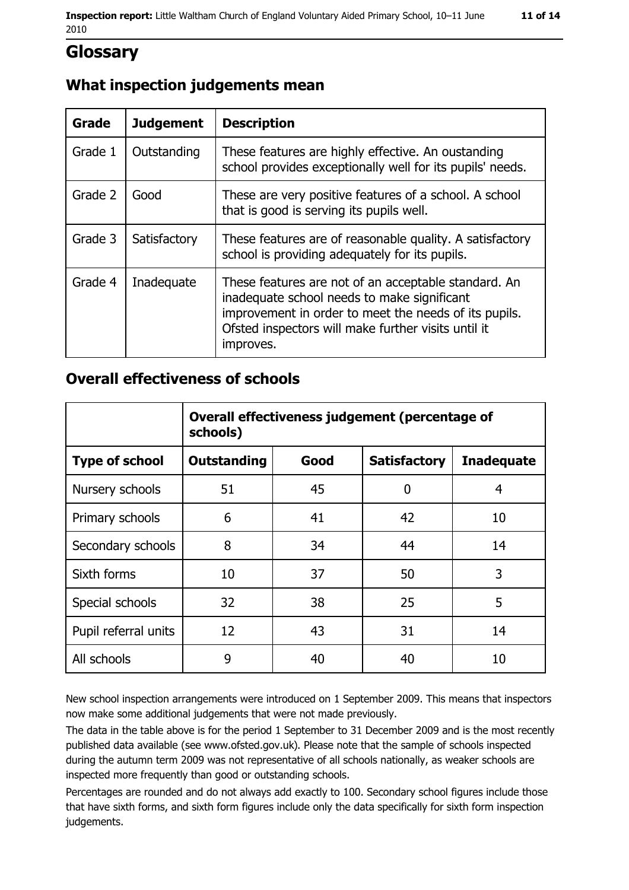# Glossary

## What inspection judgements mean

| Grade | Judgement | Description |
| --- | --- | --- |
| Grade 1 | Outstanding | These features are highly effective. An oustanding school provides exceptionally well for its pupils' needs. |
| Grade 2 | Good | These are very positive features of a school. A school that is good is serving its pupils well. |
| Grade 3 | Satisfactory | These features are of reasonable quality. A satisfactory school is providing adequately for its pupils. |
| Grade 4 | Inadequate | These features are not of an acceptable standard. An inadequate school needs to make significant improvement in order to meet the needs of its pupils. Ofsted inspectors will make further visits until it improves. |

## Overall effectiveness of schools

| | Overall effectiveness judgement (percentage of schools) | | | |
| --- | --- | --- | --- | --- |
| **Type of school** | **Outstanding** | **Good** | **Satisfactory** | **Inadequate** |
| Nursery schools | 51 | 45 | 0 | 4 |
| Primary schools | 6 | 41 | 42 | 10 |
| Secondary schools | 8 | 34 | 44 | 14 |
| Sixth forms | 10 | 37 | 50 | 3 |
| Special schools | 32 | 38 | 25 | 5 |
| Pupil referral units | 12 | 43 | 31 | 14 |
| All schools | 9 | 40 | 40 | 10 |

New school inspection arrangements were introduced on 1 September 2009. This means that inspectors now make some additional judgements that were not made previously.

The data in the table above is for the period 1 September to 31 December 2009 and is the most recently published data available (see www.ofsted.gov.uk). Please note that the sample of schools inspected during the autumn term 2009 was not representative of all schools nationally, as weaker schools are inspected more frequently than good or outstanding schools.

Percentages are rounded and do not always add exactly to 100. Secondary school figures include those that have sixth forms, and sixth form figures include only the data specifically for sixth form inspection judgements.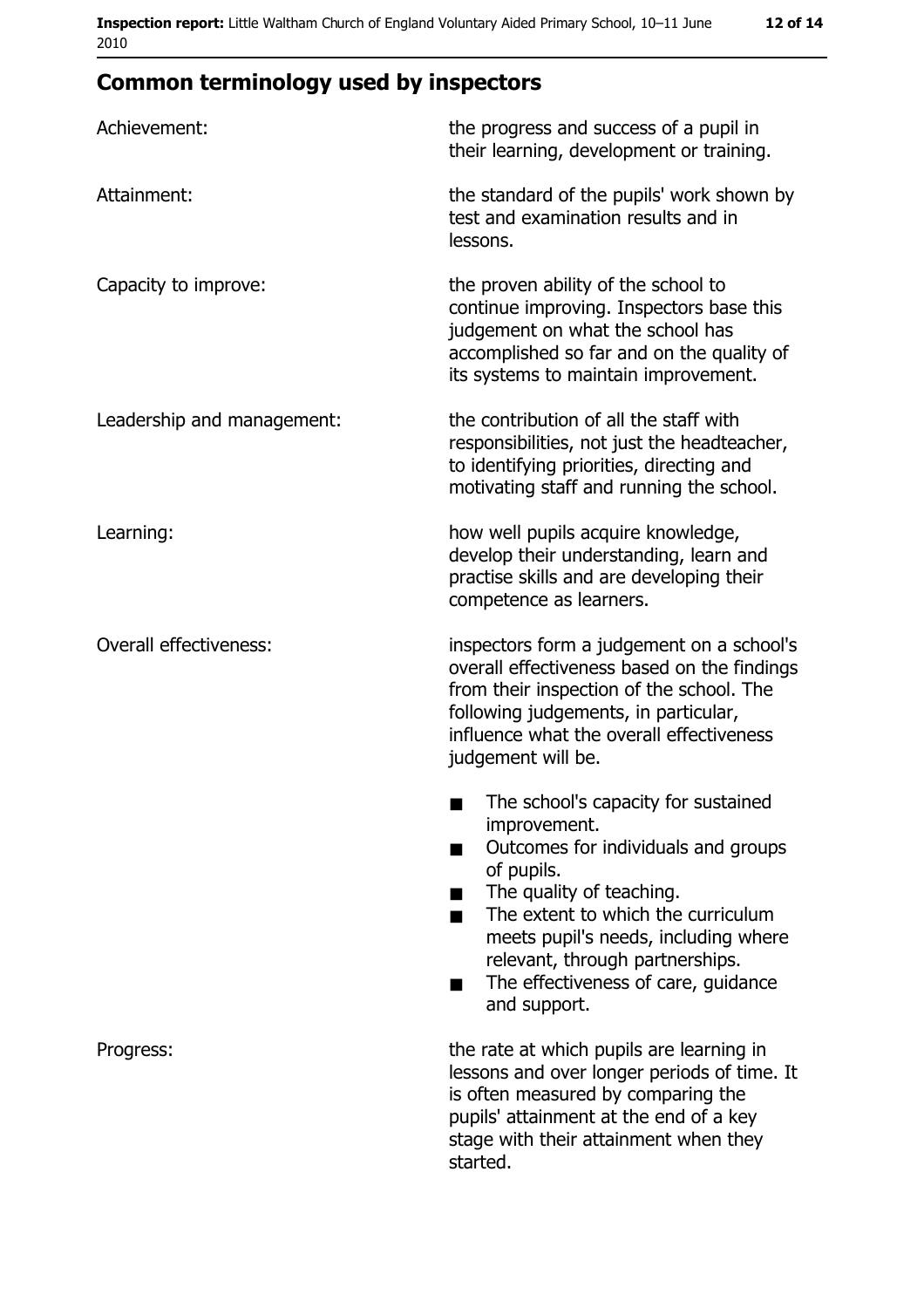## Common terminology used by inspectors

| | |
|---|---|
| Achievement: | the progress and success of a pupil in their learning, development or training. |
| Attainment: | the standard of the pupils' work shown by test and examination results and in lessons. |
| Capacity to improve: | the proven ability of the school to continue improving. Inspectors base this judgement on what the school has accomplished so far and on the quality of its systems to maintain improvement. |
| Leadership and management: | the contribution of all the staff with responsibilities, not just the headteacher, to identifying priorities, directing and motivating staff and running the school. |
| Learning: | how well pupils acquire knowledge, develop their understanding, learn and practise skills and are developing their competence as learners. |
| Overall effectiveness: | inspectors form a judgement on a school's overall effectiveness based on the findings from their inspection of the school. The following judgements, in particular, influence what the overall effectiveness judgement will be.<br>■ The school's capacity for sustained improvement.<br>■ Outcomes for individuals and groups of pupils.<br>■ The quality of teaching.<br>■ The extent to which the curriculum meets pupil's needs, including where relevant, through partnerships.<br>■ The effectiveness of care, guidance and support. |
| Progress: | the rate at which pupils are learning in lessons and over longer periods of time. It is often measured by comparing the pupils' attainment at the end of a key stage with their attainment when they started. |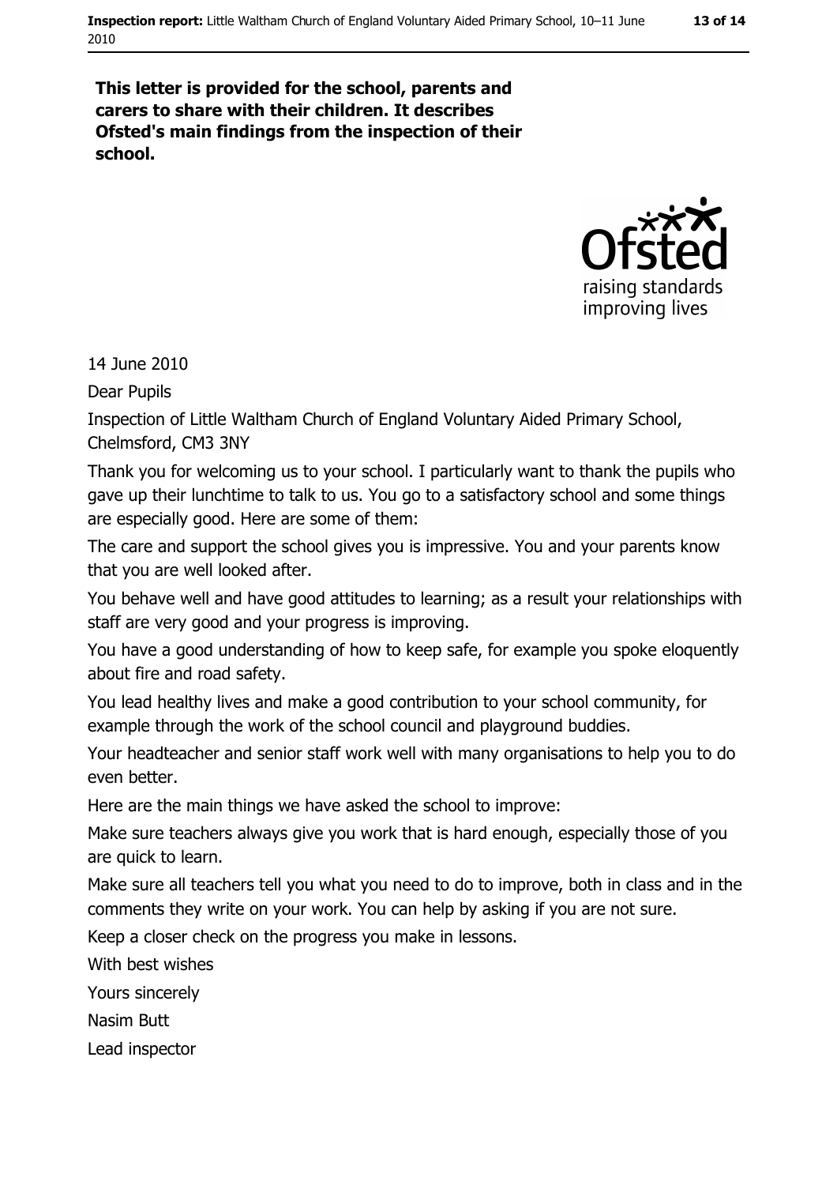**This letter is provided for the school, parents and carers to share with their children. It describes Ofsted's main findings from the inspection of their school.**

14 June 2010

Dear Pupils

Inspection of Little Waltham Church of England Voluntary Aided Primary School, Chelmsford, CM3 3NY

Thank you for welcoming us to your school. I particularly want to thank the pupils who gave up their lunchtime to talk to us. You go to a satisfactory school and some things are especially good. Here are some of them:

The care and support the school gives you is impressive. You and your parents know that you are well looked after.

You behave well and have good attitudes to learning; as a result your relationships with staff are very good and your progress is improving.

You have a good understanding of how to keep safe, for example you spoke eloquently about fire and road safety.

You lead healthy lives and make a good contribution to your school community, for example through the work of the school council and playground buddies.

Your headteacher and senior staff work well with many organisations to help you to do even better.

Here are the main things we have asked the school to improve:

Make sure teachers always give you work that is hard enough, especially those of you are quick to learn.

Make sure all teachers tell you what you need to do to improve, both in class and in the comments they write on your work. You can help by asking if you are not sure.

Keep a closer check on the progress you make in lessons.

With best wishes

Yours sincerely

Nasim Butt

Lead inspector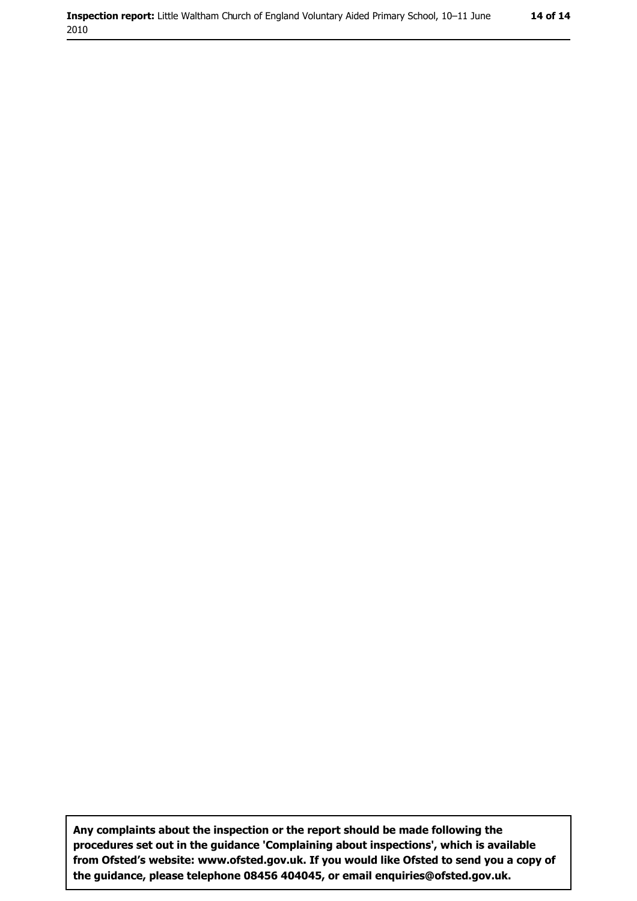**Any complaints about the inspection or the report should be made following the procedures set out in the guidance 'Complaining about inspections', which is available from Ofsted's website: www.ofsted.gov.uk. If you would like Ofsted to send you a copy of the guidance, please telephone 08456 404045, or email enquiries@ofsted.gov.uk.**